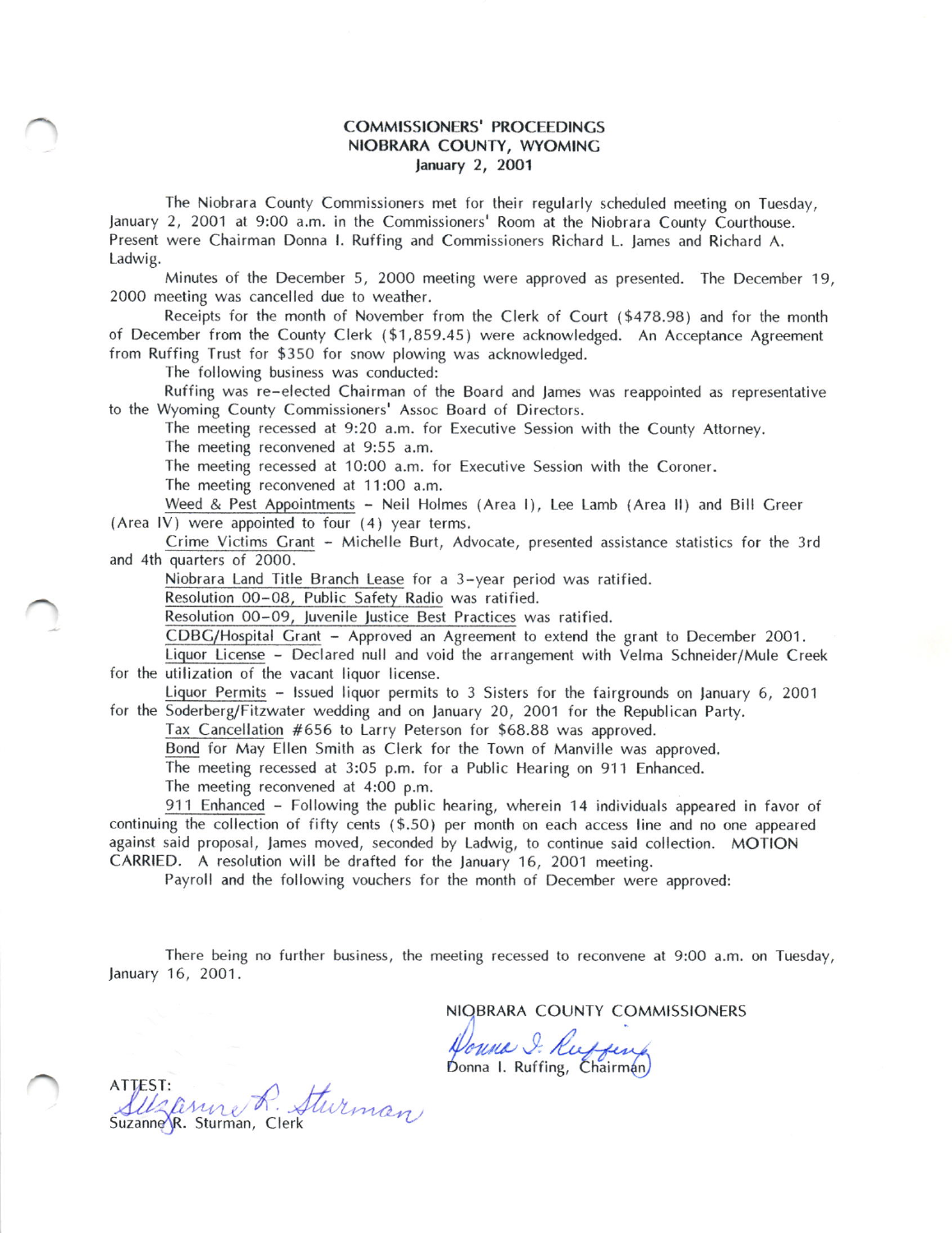# COMMISSIONERS' PROCEEDINGS
## NIOBRARA COUNTY, WYOMING
### January 2, 2001

The Niobrara County Commissioners met for their regularly scheduled meeting on Tuesday, January 2, 2001 at 9:00 a.m. in the Commissioners' Room at the Niobrara County Courthouse. Present were Chairman Donna I. Ruffing and Commissioners Richard L. James and Richard A. Ladwig.

Minutes of the December 5, 2000 meeting were approved as presented. The December 19, 2000 meeting was cancelled due to weather.

Receipts for the month of November from the Clerk of Court ($478.98) and for the month of December from the County Clerk ($1,859.45) were acknowledged. An Acceptance Agreement from Ruffing Trust for $350 for snow plowing was acknowledged.

The following business was conducted:

Ruffing was re-elected Chairman of the Board and James was reappointed as representative to the Wyoming County Commissioners' Assoc Board of Directors.

The meeting recessed at 9:20 a.m. for Executive Session with the County Attorney.

The meeting reconvened at 9:55 a.m.

The meeting recessed at 10:00 a.m. for Executive Session with the Coroner.

The meeting reconvened at 11:00 a.m.

Weed & Pest Appointments - Neil Holmes (Area I), Lee Lamb (Area II) and Bill Greer (Area IV) were appointed to four (4) year terms.

Crime Victims Grant - Michelle Burt, Advocate, presented assistance statistics for the 3rd and 4th quarters of 2000.

Niobrara Land Title Branch Lease for a 3-year period was ratified.

Resolution 00-08, Public Safety Radio was ratified.

Resolution 00-09, Juvenile Justice Best Practices was ratified.

CDBG/Hospital Grant - Approved an Agreement to extend the grant to December 2001.

Liquor License - Declared null and void the arrangement with Velma Schneider/Mule Creek for the utilization of the vacant liquor license.

Liquor Permits - Issued liquor permits to 3 Sisters for the fairgrounds on January 6, 2001 for the Soderberg/Fitzwater wedding and on January 20, 2001 for the Republican Party.

Tax Cancellation #656 to Larry Peterson for $68.88 was approved.

Bond for May Ellen Smith as Clerk for the Town of Manville was approved.

The meeting recessed at 3:05 p.m. for a Public Hearing on 911 Enhanced.

The meeting reconvened at 4:00 p.m.

911 Enhanced - Following the public hearing, wherein 14 individuals appeared in favor of continuing the collection of fifty cents ($.50) per month on each access line and no one appeared against said proposal, James moved, seconded by Ladwig, to continue said collection. MOTION CARRIED. A resolution will be drafted for the January 16, 2001 meeting.

Payroll and the following vouchers for the month of December were approved:

There being no further business, the meeting recessed to reconvene at 9:00 a.m. on Tuesday, January 16, 2001.

NIOBRARA COUNTY COMMISSIONERS

Donna I. Ruffing, Chairman

ATTEST:

Suzanne R. Sturman, Clerk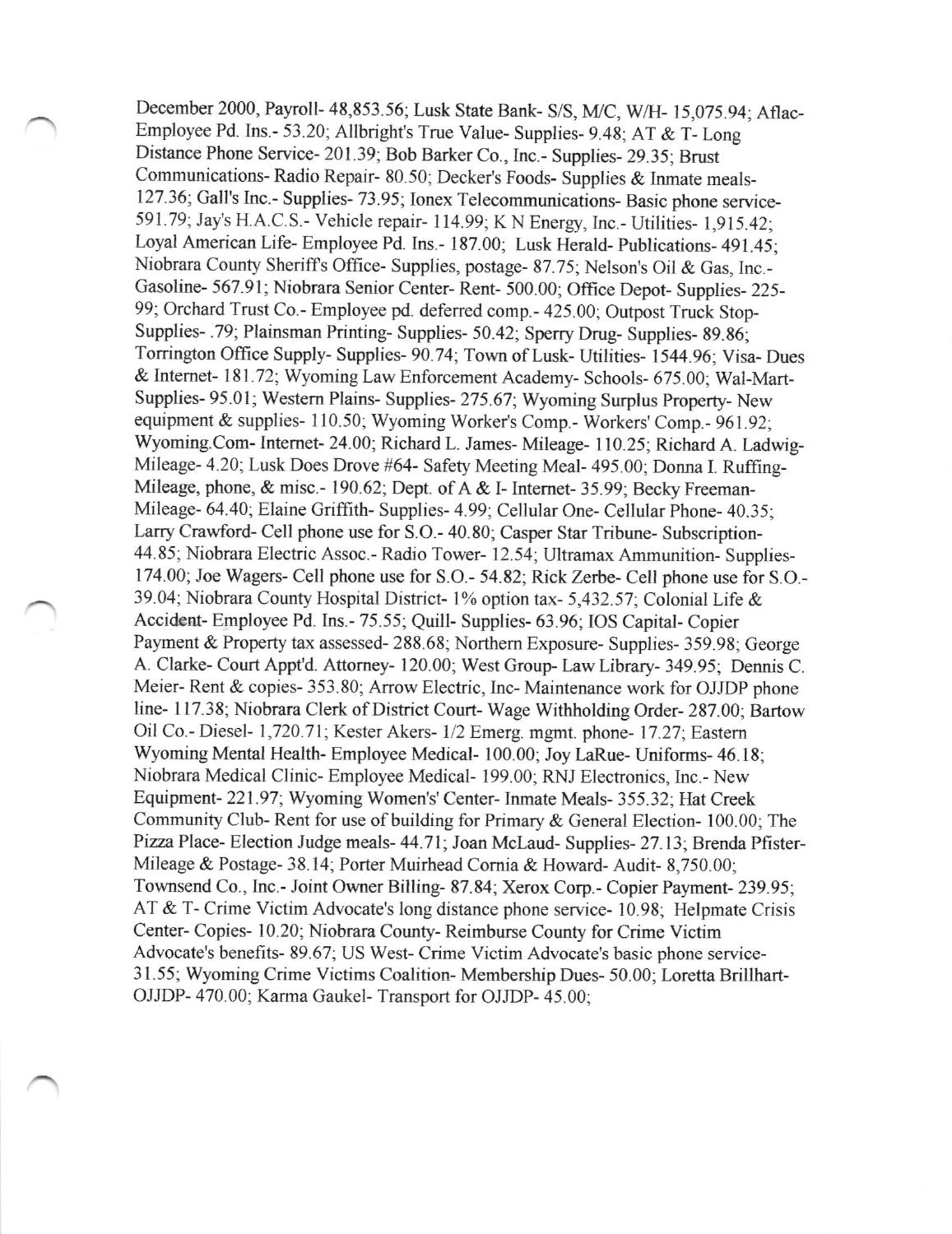December 2000, Payroll- 48,853.56; Lusk State Bank- S/S, M/C, W/H- 15,075.94; Aflac-Employee Pd. Ins.- 53.20; Allbright's True Value- Supplies- 9.48; AT & T- Long Distance Phone Service- 201.39; Bob Barker Co., Inc.- Supplies- 29.35; Brust Communications- Radio Repair- 80.50; Decker's Foods- Supplies & Inmate meals- 127.36; Gall's Inc.- Supplies- 73.95; Ionex Telecommunications- Basic phone service- 591.79; Jay's H.A.C.S.- Vehicle repair- 114.99; K N Energy, Inc.- Utilities- 1,915.42; Loyal American Life- Employee Pd. Ins.- 187.00; Lusk Herald- Publications- 491.45; Niobrara County Sheriff's Office- Supplies, postage- 87.75; Nelson's Oil & Gas, Inc.-Gasoline- 567.91; Niobrara Senior Center- Rent- 500.00; Office Depot- Supplies- 225-99; Orchard Trust Co.- Employee pd. deferred comp.- 425.00; Outpost Truck Stop-Supplies- .79; Plainsman Printing- Supplies- 50.42; Sperry Drug- Supplies- 89.86; Torrington Office Supply- Supplies- 90.74; Town of Lusk- Utilities- 1544.96; Visa- Dues & Internet- 181.72; Wyoming Law Enforcement Academy- Schools- 675.00; Wal-Mart-Supplies- 95.01; Western Plains- Supplies- 275.67; Wyoming Surplus Property- New equipment & supplies- 110.50; Wyoming Worker's Comp.- Workers' Comp.- 961.92; Wyoming.Com- Internet- 24.00; Richard L. James- Mileage- 110.25; Richard A. Ladwig-Mileage- 4.20; Lusk Does Drove #64- Safety Meeting Meal- 495.00; Donna I. Ruffing-Mileage, phone, & misc.- 190.62; Dept. of A & I- Internet- 35.99; Becky Freeman-Mileage- 64.40; Elaine Griffith- Supplies- 4.99; Cellular One- Cellular Phone- 40.35; Larry Crawford- Cell phone use for S.O.- 40.80; Casper Star Tribune- Subscription- 44.85; Niobrara Electric Assoc.- Radio Tower- 12.54; Ultramax Ammunition- Supplies- 174.00; Joe Wagers- Cell phone use for S.O.- 54.82; Rick Zerbe- Cell phone use for S.O.- 39.04; Niobrara County Hospital District- 1% option tax- 5,432.57; Colonial Life & Accident- Employee Pd. Ins.- 75.55; Quill- Supplies- 63.96; IOS Capital- Copier Payment & Property tax assessed- 288.68; Northern Exposure- Supplies- 359.98; George A. Clarke- Court Appt'd. Attorney- 120.00; West Group- Law Library- 349.95; Dennis C. Meier- Rent & copies- 353.80; Arrow Electric, Inc- Maintenance work for OJJDP phone line- 117.38; Niobrara Clerk of District Court- Wage Withholding Order- 287.00; Bartow Oil Co.- Diesel- 1,720.71; Kester Akers- 1/2 Emerg. mgmt. phone- 17.27; Eastern Wyoming Mental Health- Employee Medical- 100.00; Joy LaRue- Uniforms- 46.18; Niobrara Medical Clinic- Employee Medical- 199.00; RNJ Electronics, Inc.- New Equipment- 221.97; Wyoming Women's' Center- Inmate Meals- 355.32; Hat Creek Community Club- Rent for use of building for Primary & General Election- 100.00; The Pizza Place- Election Judge meals- 44.71; Joan McLaud- Supplies- 27.13; Brenda Pfister-Mileage & Postage- 38.14; Porter Muirhead Cornia & Howard- Audit- 8,750.00; Townsend Co., Inc.- Joint Owner Billing- 87.84; Xerox Corp.- Copier Payment- 239.95; AT & T- Crime Victim Advocate's long distance phone service- 10.98; Helpmate Crisis Center- Copies- 10.20; Niobrara County- Reimburse County for Crime Victim Advocate's benefits- 89.67; US West- Crime Victim Advocate's basic phone service- 31.55; Wyoming Crime Victims Coalition- Membership Dues- 50.00; Loretta Brillhart-OJJDP- 470.00; Karma Gaukel- Transport for OJJDP- 45.00;